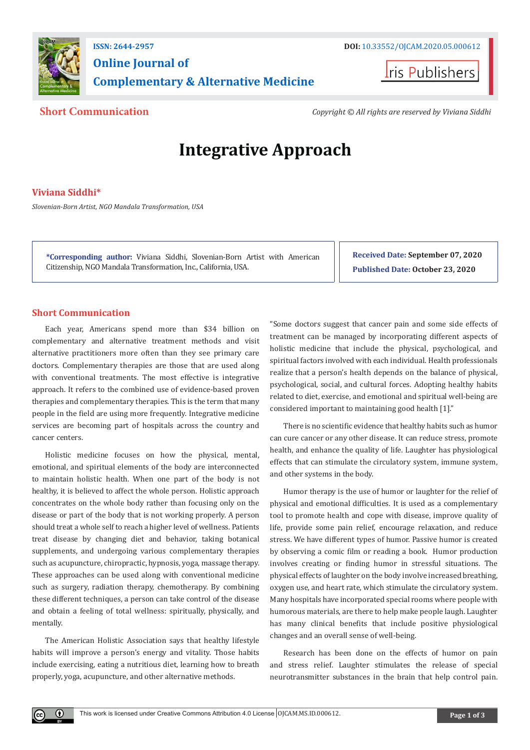ISSN: 2644-2957

DOI: 10.33552/OJCAM.2020.05.000612

# Online Journal of Complementary & Alternative Medicine

Iris Publishers

**Short Communication**

*Copyright © All rights are reserved by Viviana Siddhi*

# Integrative Approach

**Viviana Siddhi***

*Slovenian-Born Artist, NGO Mandala Transformation, USA*

**\*Corresponding author:** Viviana Siddhi, Slovenian-Born Artist with American Citizenship, NGO Mandala Transformation, Inc., California, USA.

**Received Date:** September 07, 2020

**Published Date:** October 23, 2020

## Short Communication

Each year, Americans spend more than $34 billion on complementary and alternative treatment methods and visit alternative practitioners more often than they see primary care doctors. Complementary therapies are those that are used along with conventional treatments. The most effective is integrative approach. It refers to the combined use of evidence-based proven therapies and complementary therapies. This is the term that many people in the field are using more frequently. Integrative medicine services are becoming part of hospitals across the country and cancer centers.

Holistic medicine focuses on how the physical, mental, emotional, and spiritual elements of the body are interconnected to maintain holistic health. When one part of the body is not healthy, it is believed to affect the whole person. Holistic approach concentrates on the whole body rather than focusing only on the disease or part of the body that is not working properly. A person should treat a whole self to reach a higher level of wellness. Patients treat disease by changing diet and behavior, taking botanical supplements, and undergoing various complementary therapies such as acupuncture, chiropractic, hypnosis, yoga, massage therapy. These approaches can be used along with conventional medicine such as surgery, radiation therapy, chemotherapy. By combining these different techniques, a person can take control of the disease and obtain a feeling of total wellness: spiritually, physically, and mentally.

The American Holistic Association says that healthy lifestyle habits will improve a person's energy and vitality. Those habits include exercising, eating a nutritious diet, learning how to breath properly, yoga, acupuncture, and other alternative methods.

"Some doctors suggest that cancer pain and some side effects of treatment can be managed by incorporating different aspects of holistic medicine that include the physical, psychological, and spiritual factors involved with each individual. Health professionals realize that a person's health depends on the balance of physical, psychological, social, and cultural forces. Adopting healthy habits related to diet, exercise, and emotional and spiritual well-being are considered important to maintaining good health [1]."

There is no scientific evidence that healthy habits such as humor can cure cancer or any other disease. It can reduce stress, promote health, and enhance the quality of life. Laughter has physiological effects that can stimulate the circulatory system, immune system, and other systems in the body.

Humor therapy is the use of humor or laughter for the relief of physical and emotional difficulties. It is used as a complementary tool to promote health and cope with disease, improve quality of life, provide some pain relief, encourage relaxation, and reduce stress. We have different types of humor. Passive humor is created by observing a comic film or reading a book. Humor production involves creating or finding humor in stressful situations. The physical effects of laughter on the body involve increased breathing, oxygen use, and heart rate, which stimulate the circulatory system. Many hospitals have incorporated special rooms where people with humorous materials, are there to help make people laugh. Laughter has many clinical benefits that include positive physiological changes and an overall sense of well-being.

Research has been done on the effects of humor on pain and stress relief. Laughter stimulates the release of special neurotransmitter substances in the brain that help control pain.

This work is licensed under Creative Commons Attribution 4.0 License OJCAM.MS.ID.000612.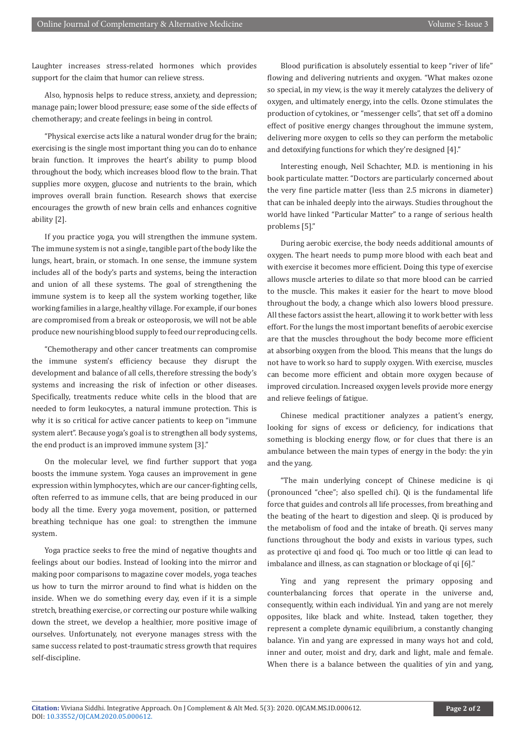Laughter increases stress-related hormones which provides support for the claim that humor can relieve stress.

Also, hypnosis helps to reduce stress, anxiety, and depression; manage pain; lower blood pressure; ease some of the side effects of chemotherapy; and create feelings in being in control.

"Physical exercise acts like a natural wonder drug for the brain; exercising is the single most important thing you can do to enhance brain function. It improves the heart's ability to pump blood throughout the body, which increases blood flow to the brain. That supplies more oxygen, glucose and nutrients to the brain, which improves overall brain function. Research shows that exercise encourages the growth of new brain cells and enhances cognitive ability [2].

If you practice yoga, you will strengthen the immune system. The immune system is not a single, tangible part of the body like the lungs, heart, brain, or stomach. In one sense, the immune system includes all of the body's parts and systems, being the interaction and union of all these systems. The goal of strengthening the immune system is to keep all the system working together, like working families in a large, healthy village. For example, if our bones are compromised from a break or osteoporosis, we will not be able produce new nourishing blood supply to feed our reproducing cells.

"Chemotherapy and other cancer treatments can compromise the immune system's efficiency because they disrupt the development and balance of all cells, therefore stressing the body's systems and increasing the risk of infection or other diseases. Specifically, treatments reduce white cells in the blood that are needed to form leukocytes, a natural immune protection. This is why it is so critical for active cancer patients to keep on "immune system alert". Because yoga's goal is to strengthen all body systems, the end product is an improved immune system [3]."

On the molecular level, we find further support that yoga boosts the immune system. Yoga causes an improvement in gene expression within lymphocytes, which are our cancer-fighting cells, often referred to as immune cells, that are being produced in our body all the time. Every yoga movement, position, or patterned breathing technique has one goal: to strengthen the immune system.

Yoga practice seeks to free the mind of negative thoughts and feelings about our bodies. Instead of looking into the mirror and making poor comparisons to magazine cover models, yoga teaches us how to turn the mirror around to find what is hidden on the inside. When we do something every day, even if it is a simple stretch, breathing exercise, or correcting our posture while walking down the street, we develop a healthier, more positive image of ourselves. Unfortunately, not everyone manages stress with the same success related to post-traumatic stress growth that requires self-discipline.

Blood purification is absolutely essential to keep "river of life" flowing and delivering nutrients and oxygen. "What makes ozone so special, in my view, is the way it merely catalyzes the delivery of oxygen, and ultimately energy, into the cells. Ozone stimulates the production of cytokines, or "messenger cells", that set off a domino effect of positive energy changes throughout the immune system, delivering more oxygen to cells so they can perform the metabolic and detoxifying functions for which they're designed [4]."

Interesting enough, Neil Schachter, M.D. is mentioning in his book particulate matter. "Doctors are particularly concerned about the very fine particle matter (less than 2.5 microns in diameter) that can be inhaled deeply into the airways. Studies throughout the world have linked "Particular Matter" to a range of serious health problems [5]."

During aerobic exercise, the body needs additional amounts of oxygen. The heart needs to pump more blood with each beat and with exercise it becomes more efficient. Doing this type of exercise allows muscle arteries to dilate so that more blood can be carried to the muscle. This makes it easier for the heart to move blood throughout the body, a change which also lowers blood pressure. All these factors assist the heart, allowing it to work better with less effort. For the lungs the most important benefits of aerobic exercise are that the muscles throughout the body become more efficient at absorbing oxygen from the blood. This means that the lungs do not have to work so hard to supply oxygen. With exercise, muscles can become more efficient and obtain more oxygen because of improved circulation. Increased oxygen levels provide more energy and relieve feelings of fatigue.

Chinese medical practitioner analyzes a patient's energy, looking for signs of excess or deficiency, for indications that something is blocking energy flow, or for clues that there is an ambulance between the main types of energy in the body: the yin and the yang.

"The main underlying concept of Chinese medicine is qi (pronounced "chee"; also spelled chi). Qi is the fundamental life force that guides and controls all life processes, from breathing and the beating of the heart to digestion and sleep. Qi is produced by the metabolism of food and the intake of breath. Qi serves many functions throughout the body and exists in various types, such as protective qi and food qi. Too much or too little qi can lead to imbalance and illness, as can stagnation or blockage of qi [6]."

Ying and yang represent the primary opposing and counterbalancing forces that operate in the universe and, consequently, within each individual. Yin and yang are not merely opposites, like black and white. Instead, taken together, they represent a complete dynamic equilibrium, a constantly changing balance. Yin and yang are expressed in many ways hot and cold, inner and outer, moist and dry, dark and light, male and female. When there is a balance between the qualities of yin and yang,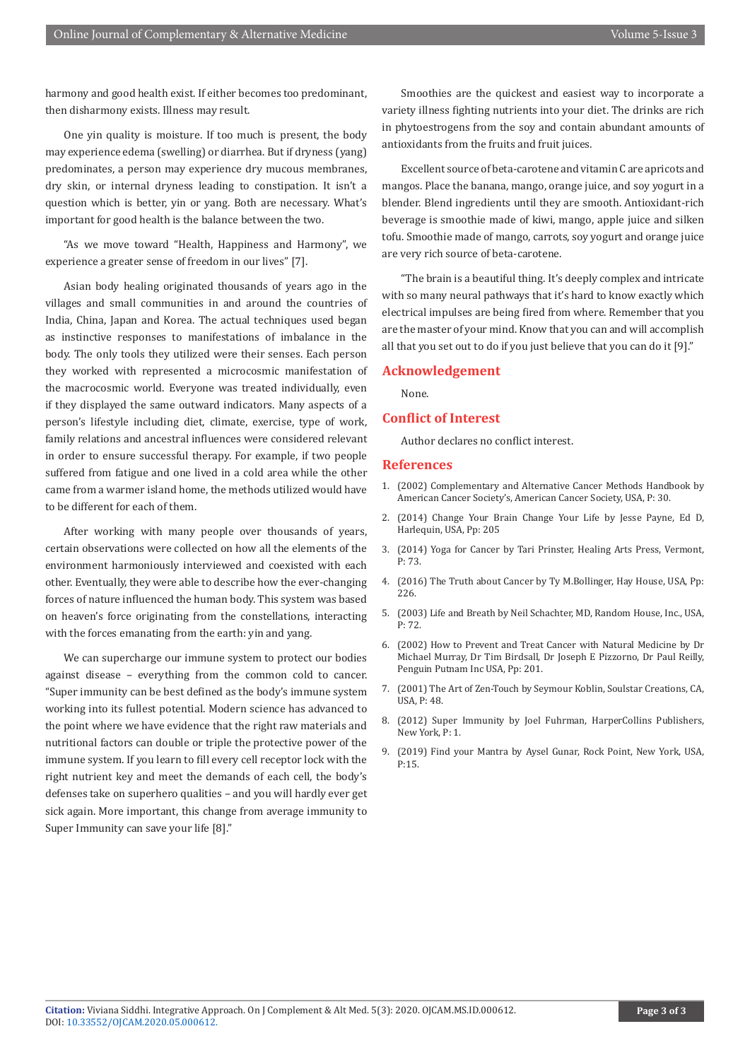harmony and good health exist. If either becomes too predominant, then disharmony exists. Illness may result.

One yin quality is moisture. If too much is present, the body may experience edema (swelling) or diarrhea. But if dryness (yang) predominates, a person may experience dry mucous membranes, dry skin, or internal dryness leading to constipation. It isn't a question which is better, yin or yang. Both are necessary. What's important for good health is the balance between the two.

"As we move toward "Health, Happiness and Harmony", we experience a greater sense of freedom in our lives" [7].

Asian body healing originated thousands of years ago in the villages and small communities in and around the countries of India, China, Japan and Korea. The actual techniques used began as instinctive responses to manifestations of imbalance in the body. The only tools they utilized were their senses. Each person they worked with represented a microcosmic manifestation of the macrocosmic world. Everyone was treated individually, even if they displayed the same outward indicators. Many aspects of a person's lifestyle including diet, climate, exercise, type of work, family relations and ancestral influences were considered relevant in order to ensure successful therapy. For example, if two people suffered from fatigue and one lived in a cold area while the other came from a warmer island home, the methods utilized would have to be different for each of them.

After working with many people over thousands of years, certain observations were collected on how all the elements of the environment harmoniously interviewed and coexisted with each other. Eventually, they were able to describe how the ever-changing forces of nature influenced the human body. This system was based on heaven's force originating from the constellations, interacting with the forces emanating from the earth: yin and yang.

We can supercharge our immune system to protect our bodies against disease – everything from the common cold to cancer. "Super immunity can be best defined as the body's immune system working into its fullest potential. Modern science has advanced to the point where we have evidence that the right raw materials and nutritional factors can double or triple the protective power of the immune system. If you learn to fill every cell receptor lock with the right nutrient key and meet the demands of each cell, the body's defenses take on superhero qualities – and you will hardly ever get sick again. More important, this change from average immunity to Super Immunity can save your life [8]."

Smoothies are the quickest and easiest way to incorporate a variety illness fighting nutrients into your diet. The drinks are rich in phytoestrogens from the soy and contain abundant amounts of antioxidants from the fruits and fruit juices.

Excellent source of beta-carotene and vitamin C are apricots and mangos. Place the banana, mango, orange juice, and soy yogurt in a blender. Blend ingredients until they are smooth. Antioxidant-rich beverage is smoothie made of kiwi, mango, apple juice and silken tofu. Smoothie made of mango, carrots, soy yogurt and orange juice are very rich source of beta-carotene.

"The brain is a beautiful thing. It's deeply complex and intricate with so many neural pathways that it's hard to know exactly which electrical impulses are being fired from where. Remember that you are the master of your mind. Know that you can and will accomplish all that you set out to do if you just believe that you can do it [9]."

## Acknowledgement

None.

## Conflict of Interest

Author declares no conflict interest.

## References

1. (2002) Complementary and Alternative Cancer Methods Handbook by American Cancer Society's, American Cancer Society, USA, P: 30.
2. (2014) Change Your Brain Change Your Life by Jesse Payne, Ed D, Harlequin, USA, Pp: 205
3. (2014) Yoga for Cancer by Tari Prinster, Healing Arts Press, Vermont, P: 73.
4. (2016) The Truth about Cancer by Ty M.Bollinger, Hay House, USA, Pp: 226.
5. (2003) Life and Breath by Neil Schachter, MD, Random House, Inc., USA, P: 72.
6. (2002) How to Prevent and Treat Cancer with Natural Medicine by Dr Michael Murray, Dr Tim Birdsall, Dr Joseph E Pizzorno, Dr Paul Reilly, Penguin Putnam Inc USA, Pp: 201.
7. (2001) The Art of Zen-Touch by Seymour Koblin, Soulstar Creations, CA, USA, P: 48.
8. (2012) Super Immunity by Joel Fuhrman, HarperCollins Publishers, New York, P: 1.
9. (2019) Find your Mantra by Aysel Gunar, Rock Point, New York, USA, P:15.